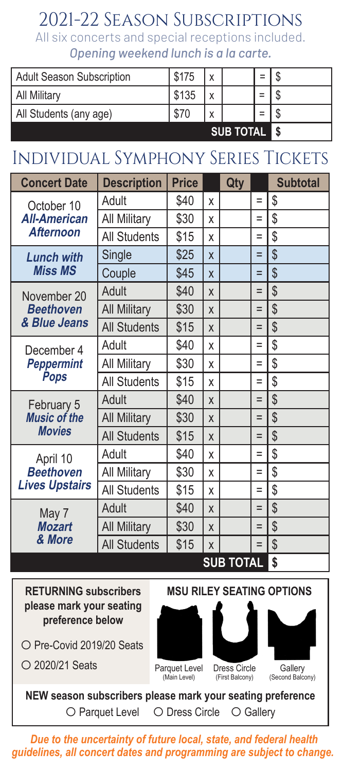# 2021-22 Season Subscriptions

All six concerts and special receptions included.

*Opening weekend lunch is a la carte.*

| | | | | | |
|---|---|---|---|---|---|
| Adult Season Subscription | $175 | x | | = | $ |
| All Military | $135 | x | | = | $ |
| All Students (any age) | $70 | x | | = | $ |
| | | | **SUB TOTAL** | | **$** |

# Individual Symphony Series Tickets

| Concert Date | Description | Price | | Qty | | Subtotal |
|---|---|---|---|---|---|---|
| October 10 ***All-American Afternoon*** | Adult | $40 | x | | = | $ |
| | All Military | $30 | x | | = | $ |
| | All Students | $15 | x | | = | $ |
| ***Lunch with Miss MS*** | Single | $25 | x | | = | $ |
| | Couple | $45 | x | | = | $ |
| November 20 ***Beethoven & Blue Jeans*** | Adult | $40 | x | | = | $ |
| | All Military | $30 | x | | = | $ |
| | All Students | $15 | x | | = | $ |
| December 4 ***Peppermint Pops*** | Adult | $40 | x | | = | $ |
| | All Military | $30 | x | | = | $ |
| | All Students | $15 | x | | = | $ |
| February 5 ***Music of the Movies*** | Adult | $40 | x | | = | $ |
| | All Military | $30 | x | | = | $ |
| | All Students | $15 | x | | = | $ |
| April 10 ***Beethoven Lives Upstairs*** | Adult | $40 | x | | = | $ |
| | All Military | $30 | x | | = | $ |
| | All Students | $15 | x | | = | $ |
| May 7 ***Mozart & More*** | Adult | $40 | x | | = | $ |
| | All Military | $30 | x | | = | $ |
| | All Students | $15 | x | | = | $ |
| | | | | **SUB TOTAL** | | **$** |

**RETURNING subscribers please mark your seating preference below**

○ Pre-Covid 2019/20 Seats

○ 2020/21 Seats

**MSU RILEY SEATING OPTIONS**

Parquet Level (Main Level) | Dress Circle (First Balcony) | Gallery (Second Balcony)

**NEW season subscribers please mark your seating preference**

○ Parquet Level ○ Dress Circle ○ Gallery

***Due to the uncertainty of future local, state, and federal health guidelines, all concert dates and programming are subject to change.***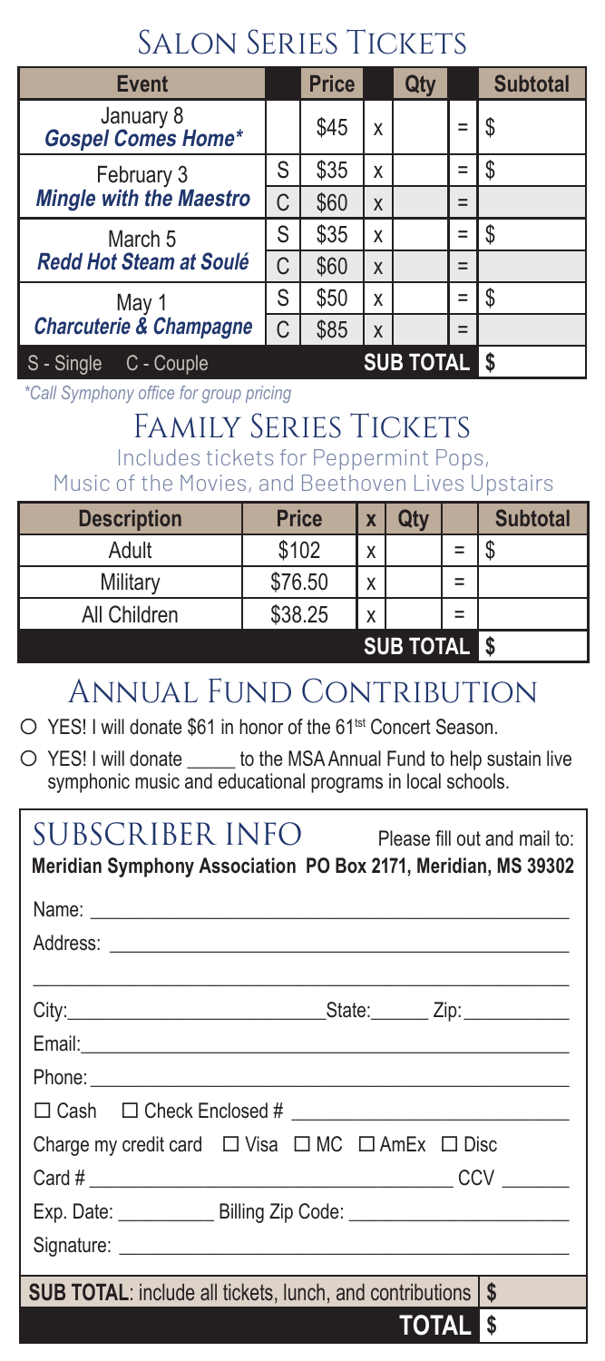# Salon Series Tickets

| Event | | Price | | Qty | | Subtotal |
|---|---|---|---|---|---|---|
| January 8 ***Gospel Comes Home**** | | $45 | x | | = | $ |
| February 3 ***Mingle with the Maestro*** | S | $35 | x | | = | $ |
| | C | $60 | x | | = | |
| March 5 ***Redd Hot Steam at Soulé*** | S | $35 | x | | = | $ |
| | C | $60 | x | | = | |
| May 1 ***Charcuterie & Champagne*** | S | $50 | x | | = | $ |
| | C | $85 | x | | = | |
| S - Single C - Couple | | | | **SUB TOTAL** | | **$** |

*\*Call Symphony office for group pricing*

# Family Series Tickets

Includes tickets for Peppermint Pops, Music of the Movies, and Beethoven Lives Upstairs

| Description | Price | x | Qty | | Subtotal |
|---|---|---|---|---|---|
| Adult | $102 | x | | = | $ |
| Military | $76.50 | x | | = | |
| All Children | $38.25 | x | | = | |
| | | | **SUB TOTAL** | | **$** |

# Annual Fund Contribution

- ○ YES! I will donate $61 in honor of the 61[tst] Concert Season.
- ○ YES! I will donate _____ to the MSA Annual Fund to help sustain live symphonic music and educational programs in local schools.

## Subscriber Info

Please fill out and mail to:
**Meridian Symphony Association PO Box 2171, Meridian, MS 39302**

Name: ______________________________________________

Address: ____________________________________________

____________________________________________________

City:_________________________ State:______ Zip:___________

Email:_______________________________________________

Phone: ______________________________________________

☐ Cash ☐ Check Enclosed # ____________________________

Charge my credit card ☐ Visa ☐ MC ☐ AmEx ☐ Disc

Card # ___________________________________ CCV _______

Exp. Date: __________ Billing Zip Code: ______________________

Signature: ___________________________________________

**SUB TOTAL**: include all tickets, lunch, and contributions **$**

**TOTAL $**